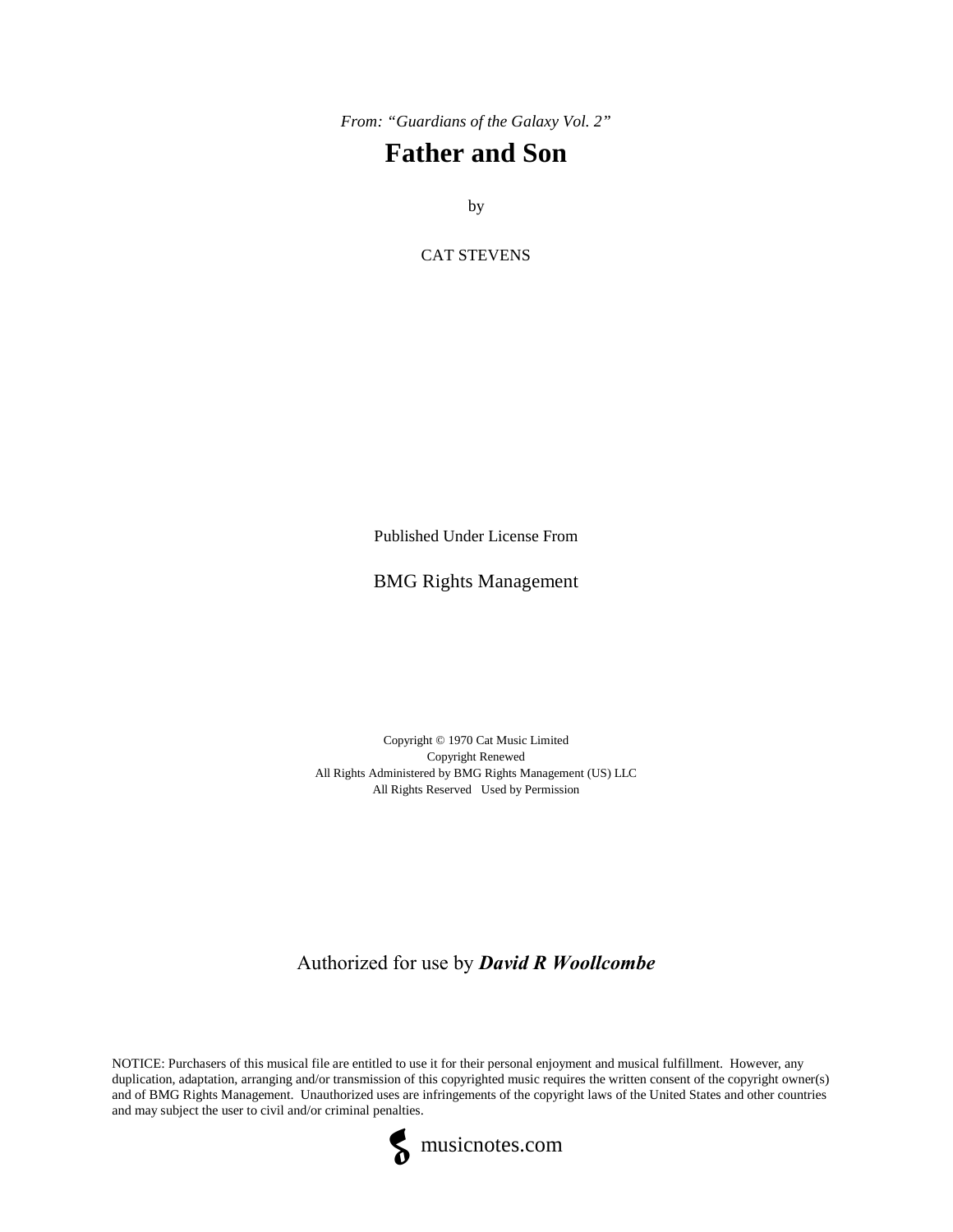*From: "Guardians of the Galaxy Vol. 2"*

# Father and Son

by

CAT STEVENS

Published Under License From

BMG Rights Management

Copyright © 1970 Cat Music Limited
Copyright Renewed
All Rights Administered by BMG Rights Management (US) LLC
All Rights Reserved Used by Permission

Authorized for use by ***David R Woollcombe***

NOTICE: Purchasers of this musical file are entitled to use it for their personal enjoyment and musical fulfillment. However, any duplication, adaptation, arranging and/or transmission of this copyrighted music requires the written consent of the copyright owner(s) and of BMG Rights Management. Unauthorized uses are infringements of the copyright laws of the United States and other countries and may subject the user to civil and/or criminal penalties.

musicnotes.com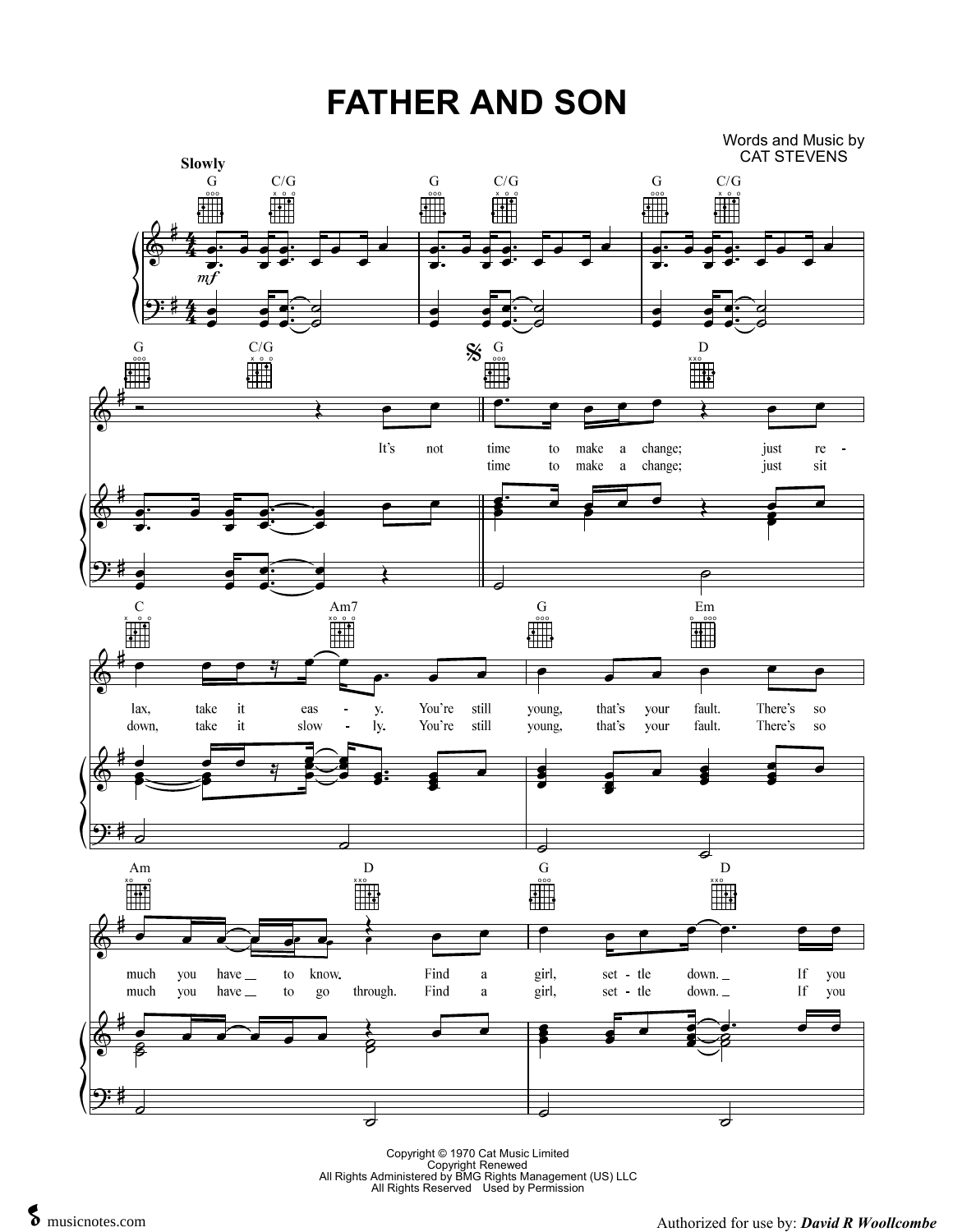# FATHER AND SON

Words and Music by
CAT STEVENS

Slowly

G C/G G C/G G C/G

G C/G G D

It's not time to make a change; just re-
time to make a change; just sit

C Am7 G Em

lax, take it eas - y. You're still young, that's your fault. There's so
down, take it slow - ly. You're still young, that's your fault. There's so

Am D G D

much you have to know. Find a girl, set - tle down. If you
much you have to go through. Find a girl, set - tle down. If you

Copyright © 1970 Cat Music Limited
Copyright Renewed
All Rights Administered by BMG Rights Management (US) LLC
All Rights Reserved Used by Permission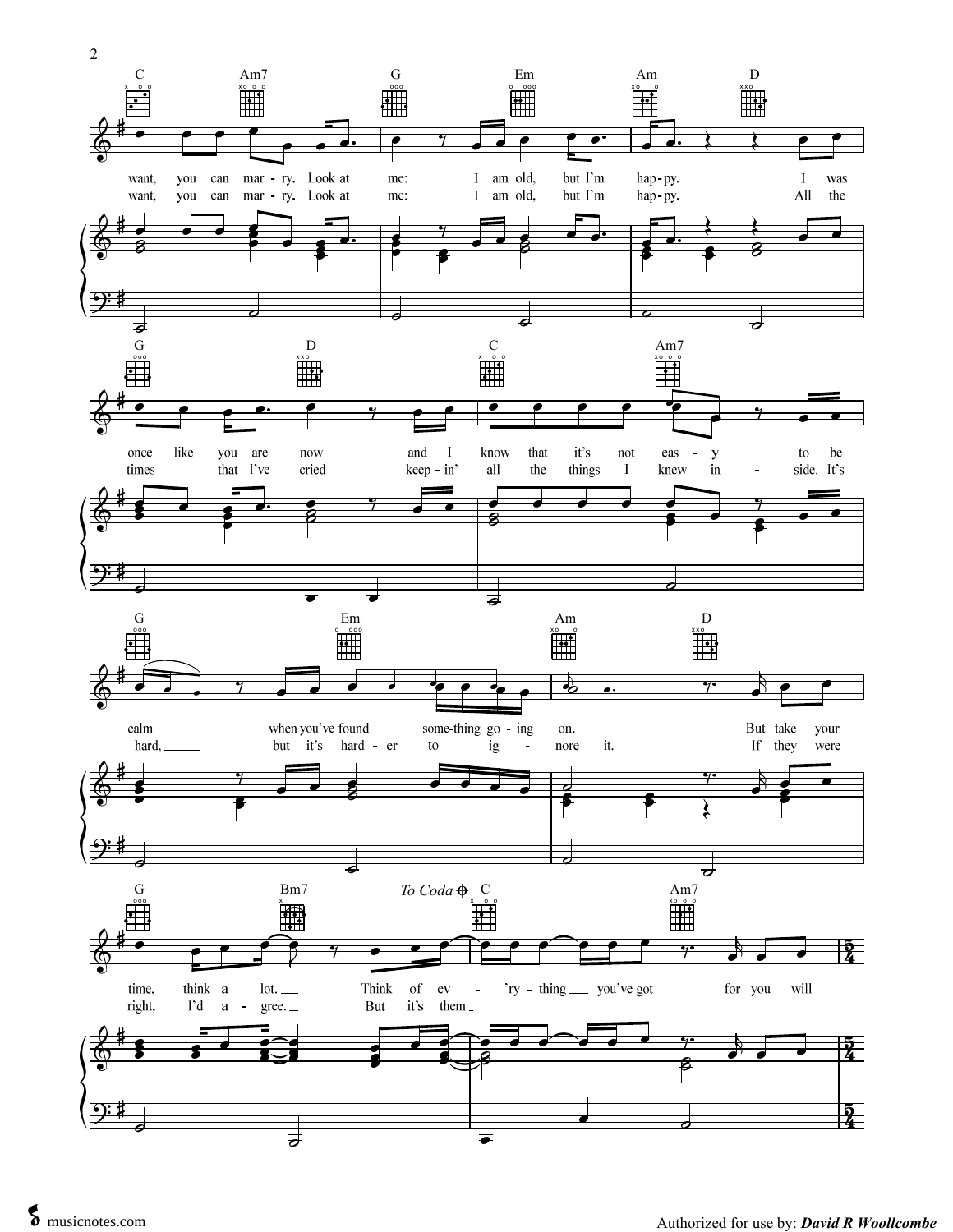C Am7 G Em Am D

want, you can mar - ry. Look at me: I am old, but I'm hap - py. I was
want, you can mar - ry. Look at me: I am old, but I'm hap - py. All the

G D C Am7

once like you are now and I know that it's not eas - y to be
times that I've cried keep - in' all the things I knew in - side. It's

G Em Am D

calm when you've found some - thing go - ing on. But take your
hard, but it's hard - er to ig - nore it. If they were

G Bm7 *To Coda* C Am7

time, think a lot. Think of ev - 'ry - thing you've got for you will
right, I'd a - gree. But it's them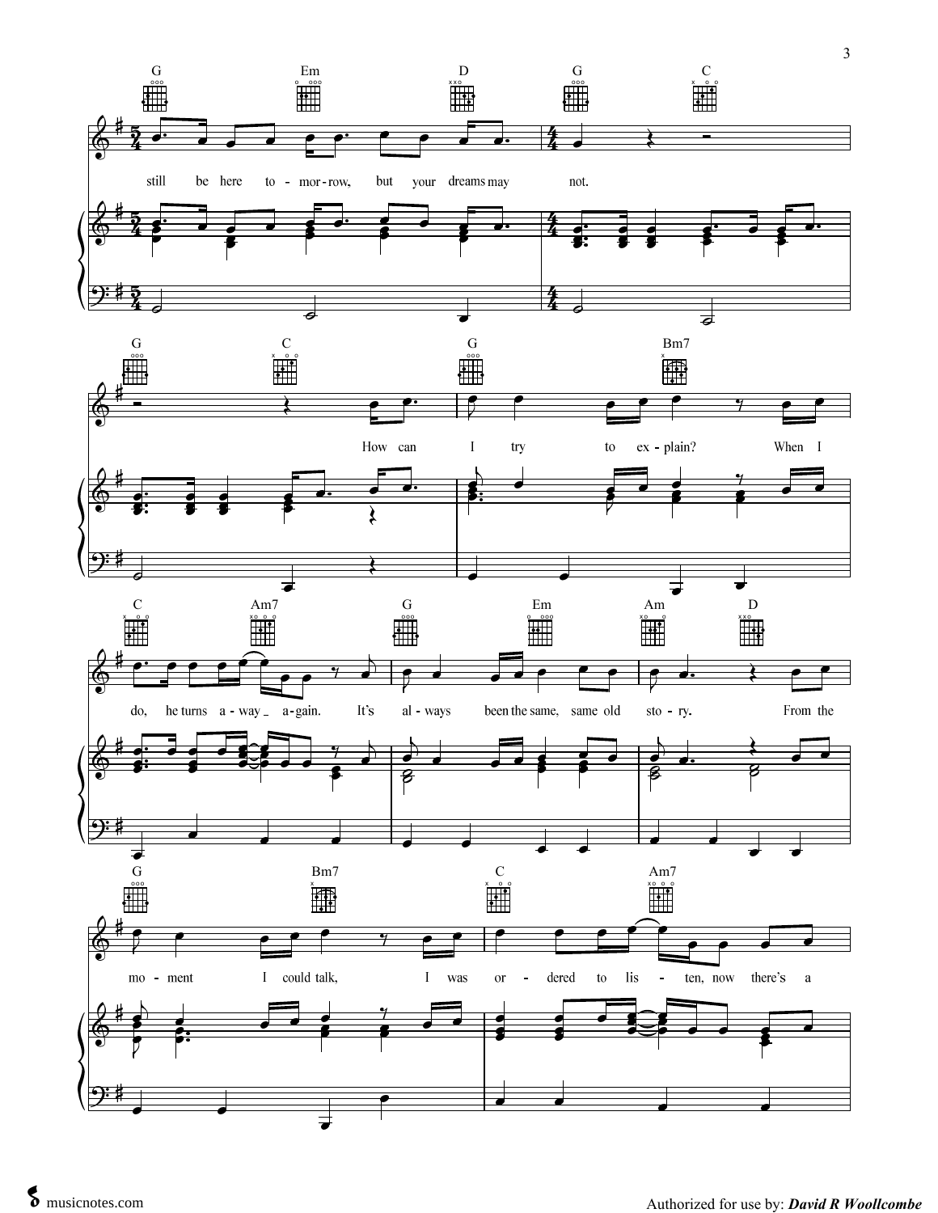G Em D G C

still be here to - mor - row, but your dreams may not.

G C G Bm7

How can I try to ex - plain? When I

C Am7 G Em Am D

do, he turns a - way _ a - gain. It's al - ways been the same, same old sto - ry. From the

G Bm7 C Am7

mo - ment I could talk, I was or - dered to lis - ten, now there's a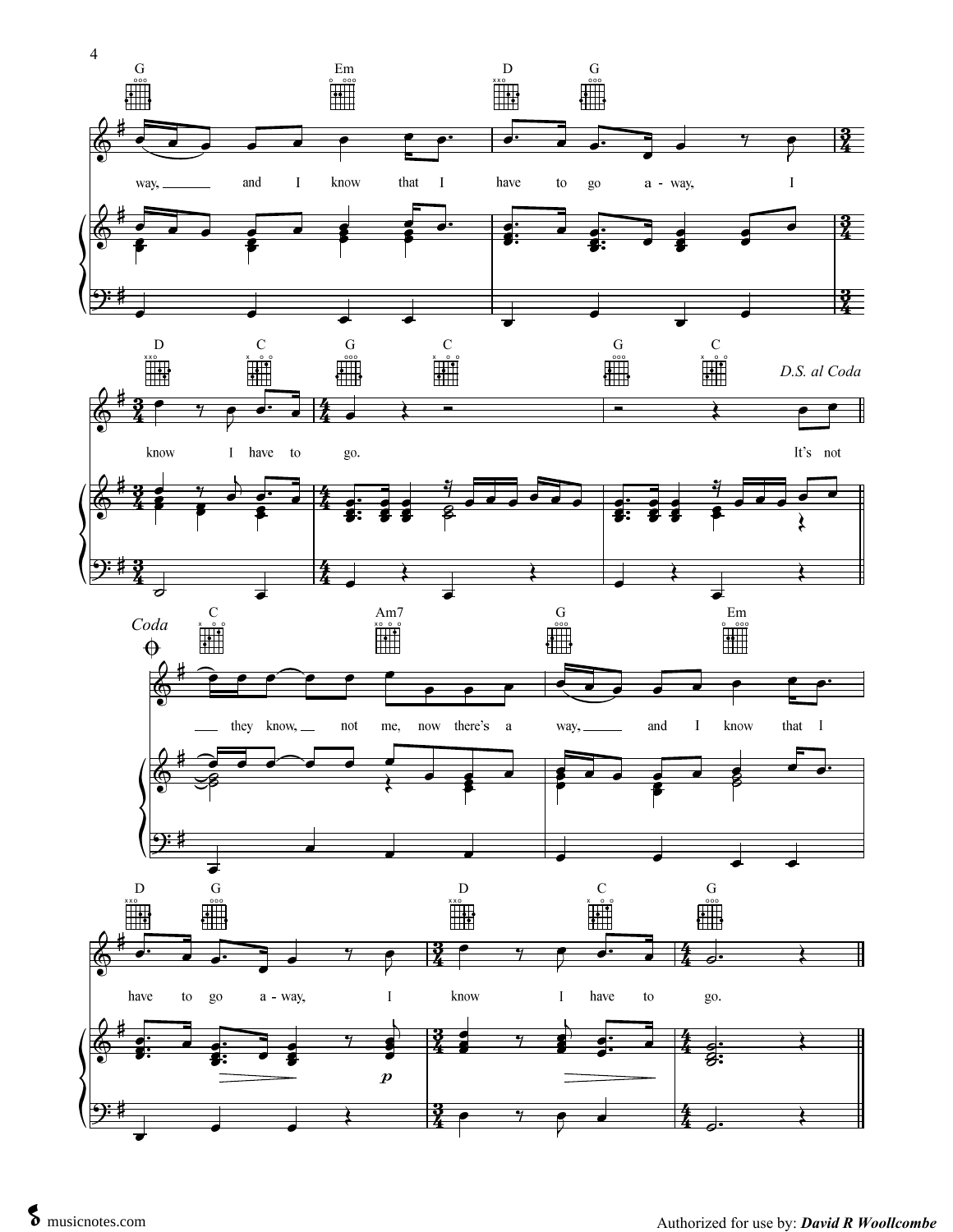G Em D G

way, and I know that I have to go a - way, I

D C G C G C *D.S. al Coda*

know I have to go. It's not

*Coda*

C Am7 G Em

they know, not me, now there's a way, and I know that I

D G D C G

have to go a - way, I know I have to go.

**p**